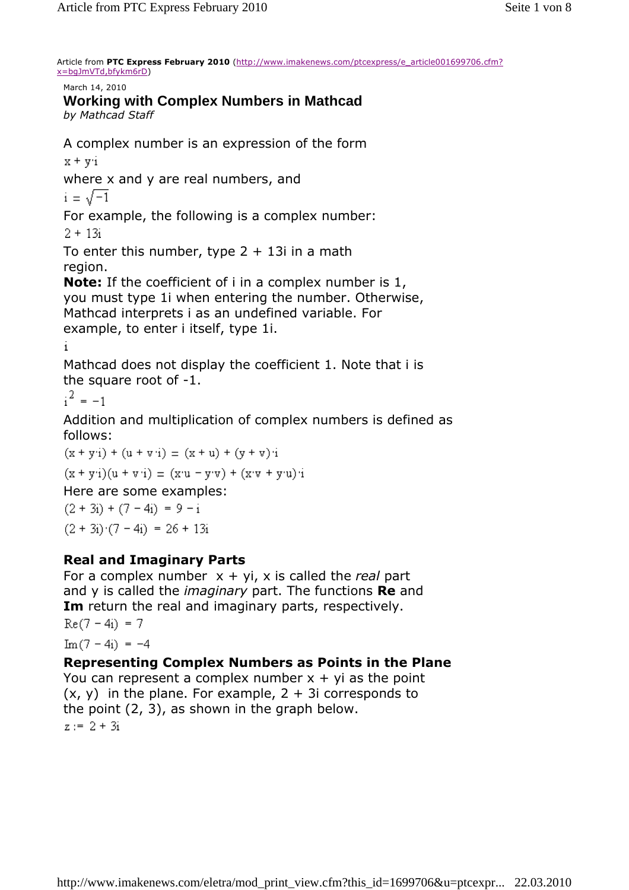Article from **PTC Express February 2010** (http://www.imakenews.com/ptcexpress/e_article001699706.cfm?x=bgJmVTd,bfykm6rD)

March 14, 2010

# Working with Complex Numbers in Mathcad

*by Mathcad Staff*

A complex number is an expression of the form

$$x + y \cdot i$$

where x and y are real numbers, and

$$i = \sqrt{-1}$$

For example, the following is a complex number:

$$2 + 13i$$

To enter this number, type 2 + 13i in a math region.

**Note:** If the coefficient of i in a complex number is 1, you must type 1i when entering the number. Otherwise, Mathcad interprets i as an undefined variable. For example, to enter i itself, type 1i.

$$i$$

Mathcad does not display the coefficient 1. Note that i is the square root of -1.

$$i^2 = -1$$

Addition and multiplication of complex numbers is defined as follows:

$$(x + y \cdot i) + (u + v \cdot i) = (x + u) + (y + v) \cdot i$$

$$(x + y \cdot i)(u + v \cdot i) = (x \cdot u - y \cdot v) + (x \cdot v + y \cdot u) \cdot i$$

Here are some examples:

$$(2 + 3i) + (7 - 4i) = 9 - i$$

$$(2 + 3i) \cdot (7 - 4i) = 26 + 13i$$

## Real and Imaginary Parts

For a complex number x + yi, x is called the *real* part and y is called the *imaginary* part. The functions **Re** and **Im** return the real and imaginary parts, respectively.

$$\mathrm{Re}(7 - 4i) = 7$$

$$\mathrm{Im}(7 - 4i) = -4$$

## Representing Complex Numbers as Points in the Plane

You can represent a complex number x + yi as the point (x, y) in the plane. For example, 2 + 3i corresponds to the point (2, 3), as shown in the graph below.

$$z := 2 + 3i$$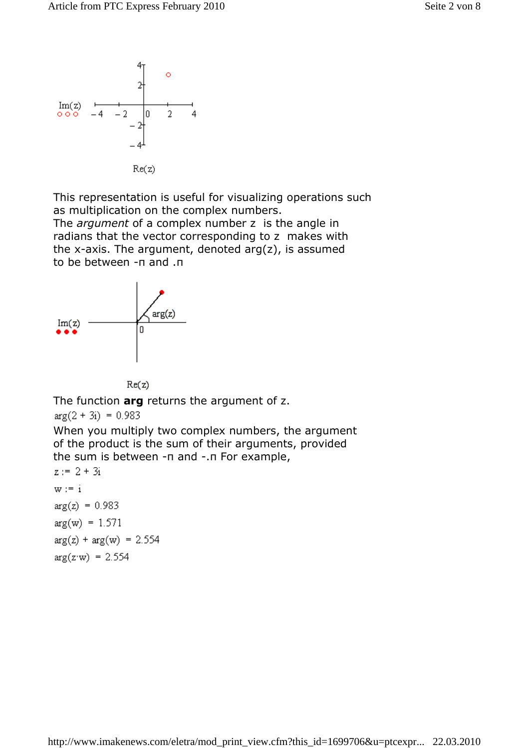This representation is useful for visualizing operations such as multiplication on the complex numbers.
The *argument* of a complex number z is the angle in radians that the vector corresponding to z makes with the x-axis. The argument, denoted arg(z), is assumed to be between -π and .π

The function **arg** returns the argument of z.

$\arg(2 + 3i) = 0.983$

When you multiply two complex numbers, the argument of the product is the sum of their arguments, provided the sum is between -π and -.π For example,

$z := 2 + 3i$

$w := i$

$\arg(z) = 0.983$

$\arg(w) = 1.571$

$\arg(z) + \arg(w) = 2.554$

$\arg(z \cdot w) = 2.554$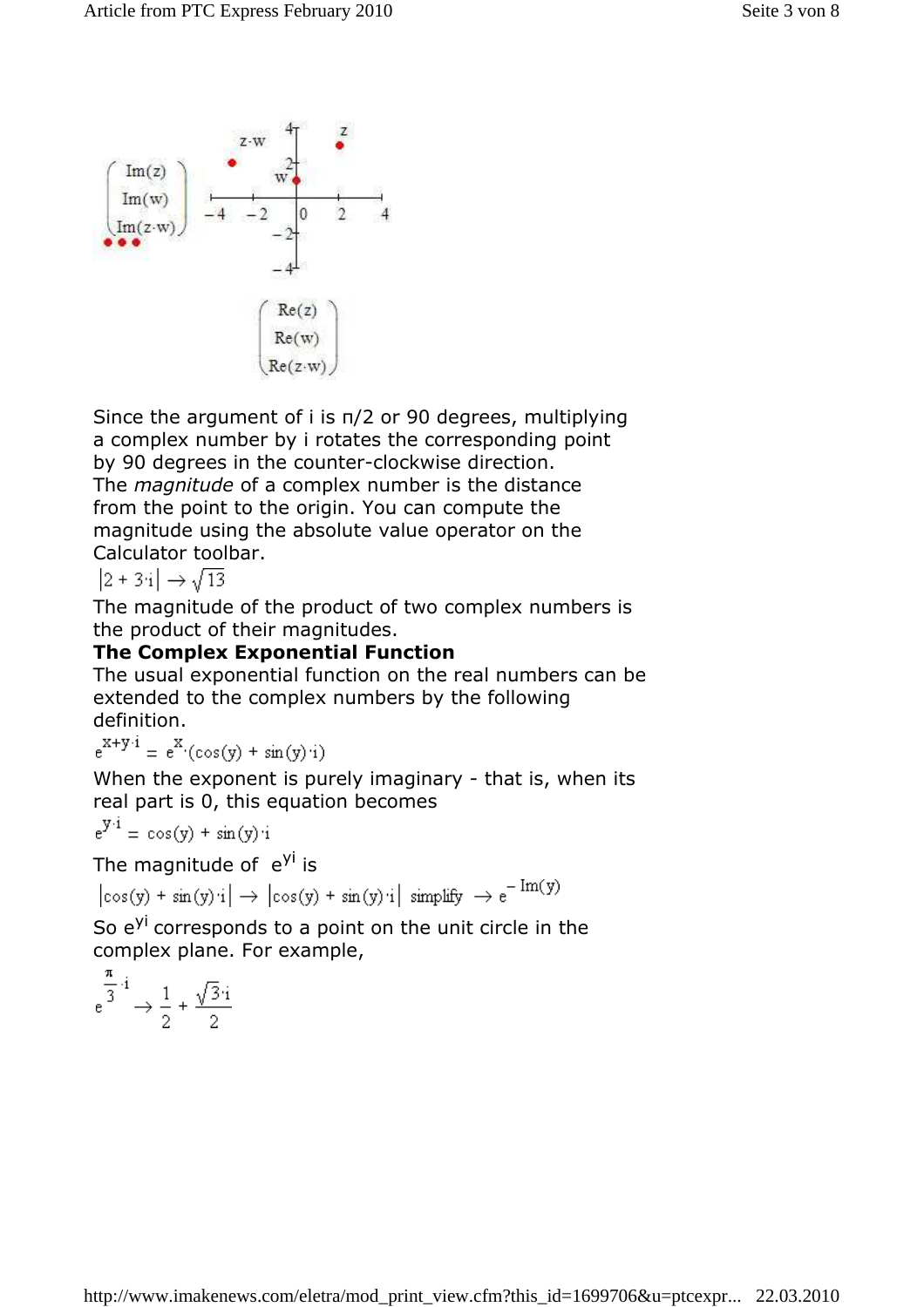Since the argument of i is π/2 or 90 degrees, multiplying a complex number by i rotates the corresponding point by 90 degrees in the counter-clockwise direction.

The *magnitude* of a complex number is the distance from the point to the origin. You can compute the magnitude using the absolute value operator on the Calculator toolbar.

$$|2 + 3 \cdot i| \rightarrow \sqrt{13}$$

The magnitude of the product of two complex numbers is the product of their magnitudes.

**The Complex Exponential Function**

The usual exponential function on the real numbers can be extended to the complex numbers by the following definition.

$$e^{x+y \cdot i} = e^{x} \cdot (\cos(y) + \sin(y) \cdot i)$$

When the exponent is purely imaginary - that is, when its real part is 0, this equation becomes

$$e^{y \cdot i} = \cos(y) + \sin(y) \cdot i$$

The magnitude of $e^{yi}$ is

$$|\cos(y) + \sin(y) \cdot i| \rightarrow |\cos(y) + \sin(y) \cdot i| \text{ simplify } \rightarrow e^{-\operatorname{Im}(y)}$$

So $e^{yi}$ corresponds to a point on the unit circle in the complex plane. For example,

$$e^{\frac{\pi}{3} \cdot i} \rightarrow \frac{1}{2} + \frac{\sqrt{3} \cdot i}{2}$$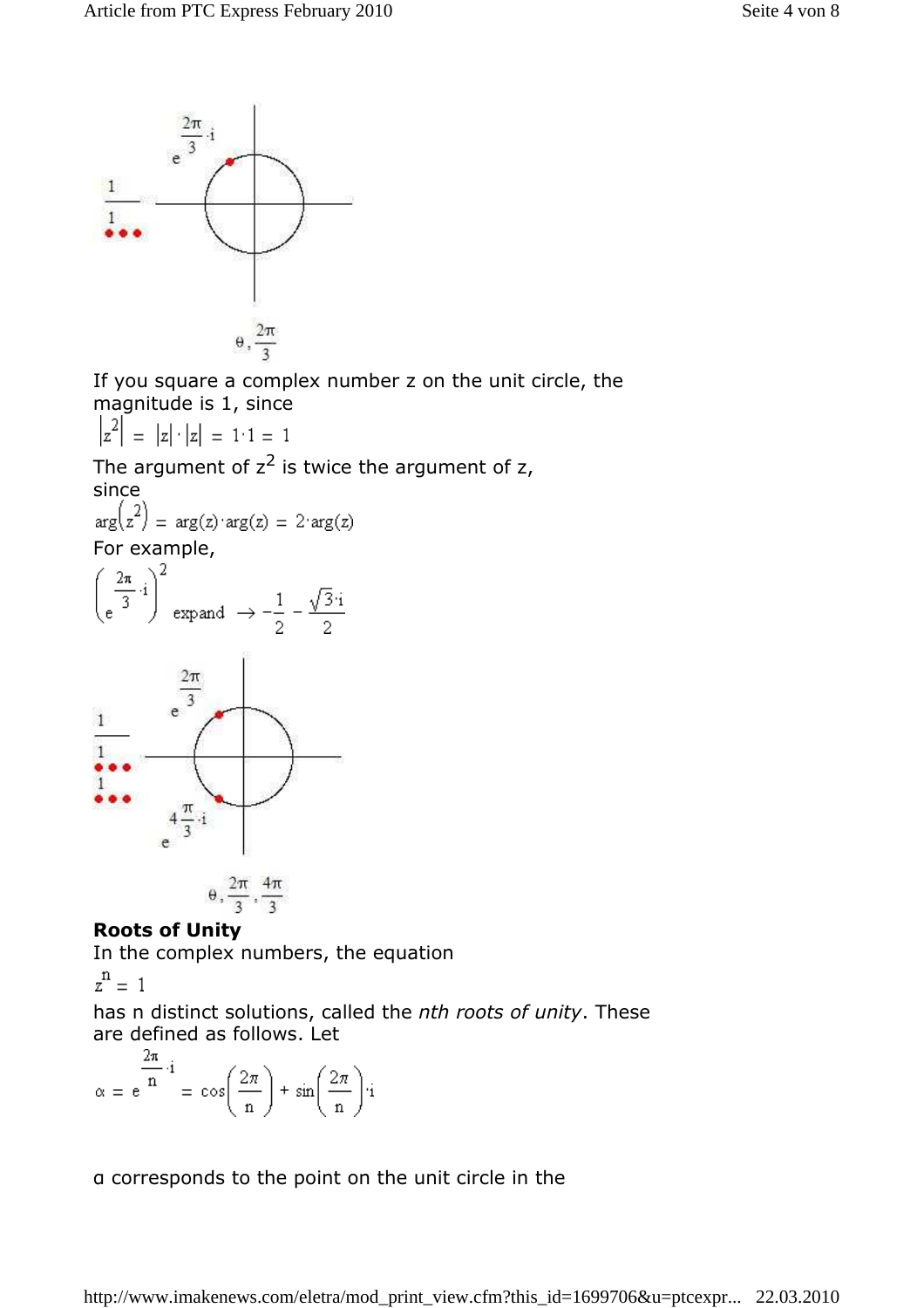$e^{\frac{2\pi}{3} \cdot i}$

$\frac{1}{1}$

$\theta, \frac{2\pi}{3}$

If you square a complex number z on the unit circle, the magnitude is 1, since

$$\left|z^2\right| = |z| \cdot |z| = 1 \cdot 1 = 1$$

The argument of $z^2$ is twice the argument of z, since

$$\arg\left(z^2\right) = \arg(z) \cdot \arg(z) = 2 \cdot \arg(z)$$

For example,

$$\left(e^{\frac{2\pi}{3} \cdot i}\right)^2 \text{ expand } \rightarrow -\frac{1}{2} - \frac{\sqrt{3} \cdot i}{2}$$

$e^{\frac{2\pi}{3}}$

$\frac{1}{1}$

$1$

$e^{4\frac{\pi}{3} \cdot i}$

$\theta, \frac{2\pi}{3}, \frac{4\pi}{3}$

**Roots of Unity**

In the complex numbers, the equation

$$z^n = 1$$

has n distinct solutions, called the *nth roots of unity*. These are defined as follows. Let

$$\alpha = e^{\frac{2\pi}{n} \cdot i} = \cos\left(\frac{2\pi}{n}\right) + \sin\left(\frac{2\pi}{n}\right) \cdot i$$

α corresponds to the point on the unit circle in the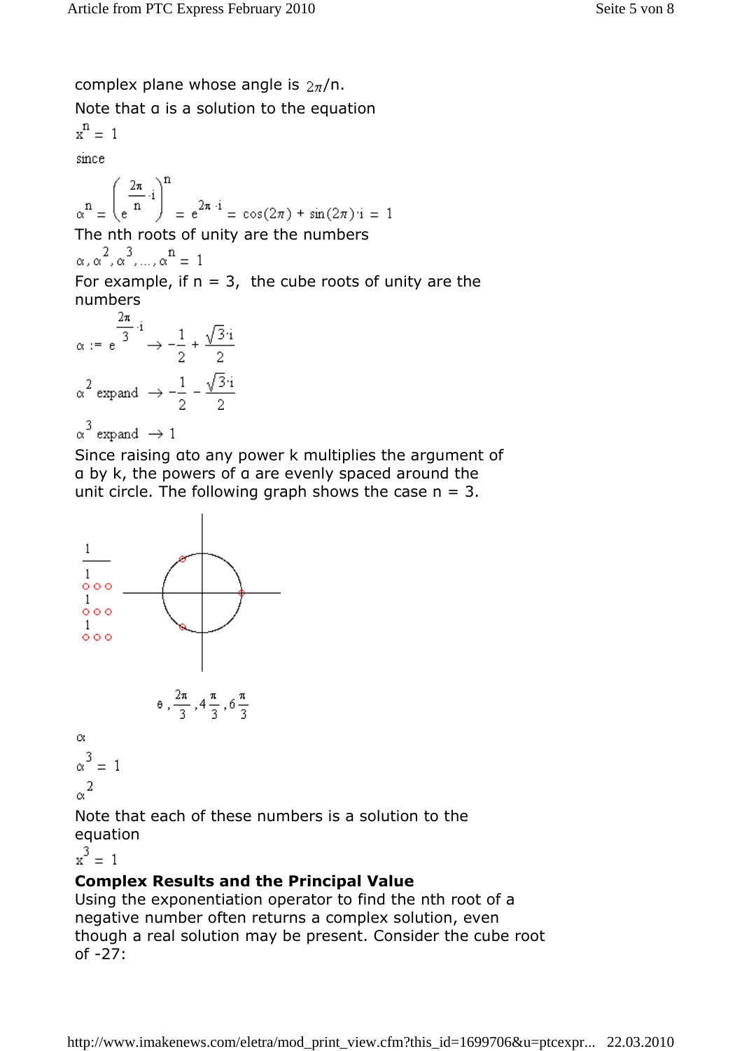complex plane whose angle is $2\pi/n$.

Note that α is a solution to the equation

$$x^n = 1$$

since

$$\alpha^n = \left(e^{\frac{2\pi}{n} \cdot i}\right)^n = e^{2\pi \cdot i} = \cos(2\pi) + \sin(2\pi) \cdot i = 1$$

The nth roots of unity are the numbers

$$\alpha, \alpha^2, \alpha^3, \ldots, \alpha^n = 1$$

For example, if n = 3, the cube roots of unity are the numbers

$$\alpha := e^{\frac{2\pi}{3} \cdot i} \rightarrow -\frac{1}{2} + \frac{\sqrt{3} \cdot i}{2}$$

$$\alpha^2 \text{ expand } \rightarrow -\frac{1}{2} - \frac{\sqrt{3} \cdot i}{2}$$

$$\alpha^3 \text{ expand } \rightarrow 1$$

Since raising αto any power k multiplies the argument of α by k, the powers of α are evenly spaced around the unit circle. The following graph shows the case n = 3.

1

1
○○○
1
○○○
1
○○○

$$\theta, \frac{2\pi}{3}, 4\frac{\pi}{3}, 6\frac{\pi}{3}$$

$\alpha$

$\alpha^3 = 1$

$\alpha^2$

Note that each of these numbers is a solution to the equation

$$x^3 = 1$$

**Complex Results and the Principal Value**

Using the exponentiation operator to find the nth root of a negative number often returns a complex solution, even though a real solution may be present. Consider the cube root of -27: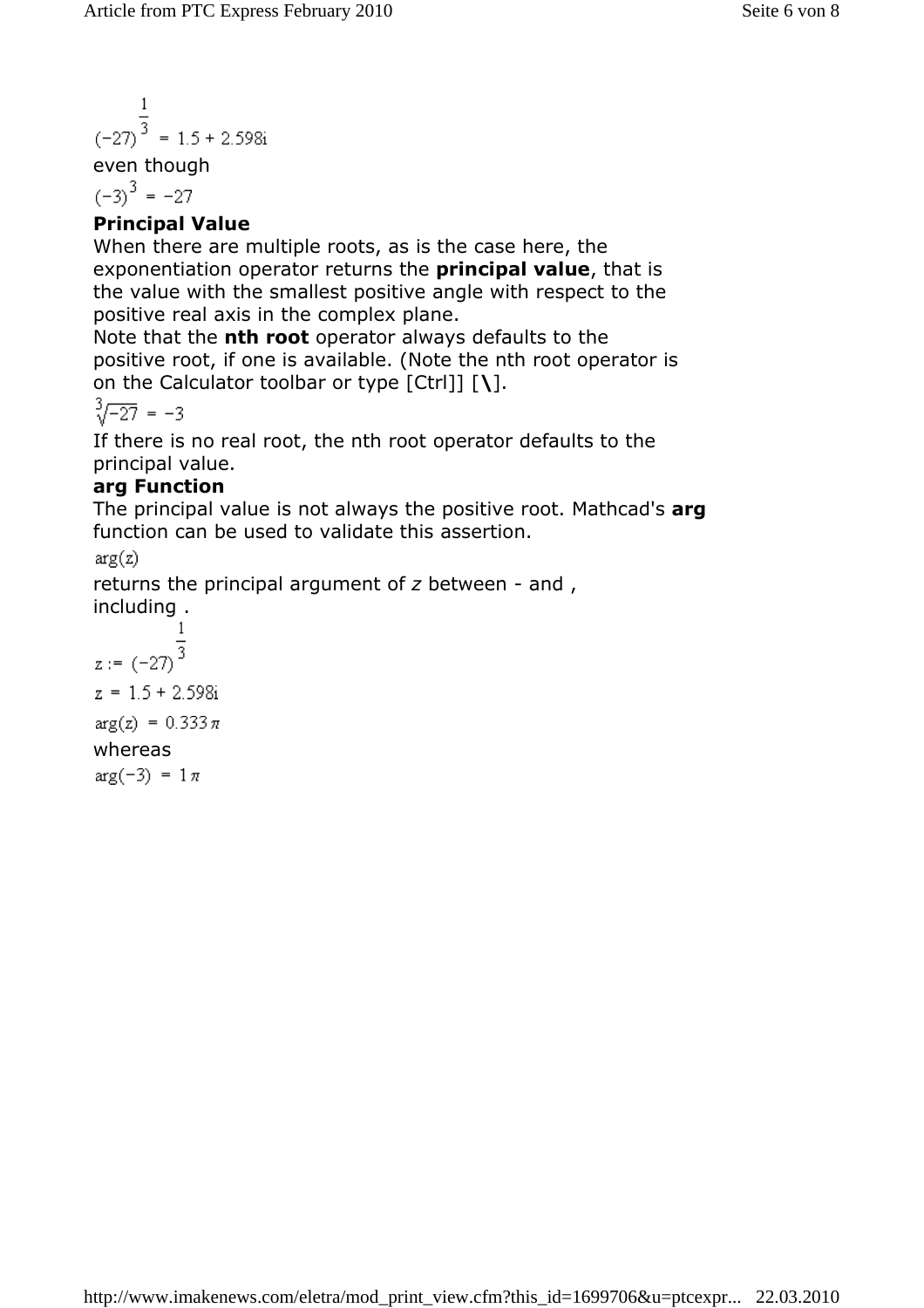$$(-27)^{\frac{1}{3}} = 1.5 + 2.598i$$

even though

$$(-3)^3 = -27$$

**Principal Value**

When there are multiple roots, as is the case here, the exponentiation operator returns the **principal value**, that is the value with the smallest positive angle with respect to the positive real axis in the complex plane.

Note that the **nth root** operator always defaults to the positive root, if one is available. (Note the nth root operator is on the Calculator toolbar or type [Ctrl]] [**\**].

$$\sqrt[3]{-27} = -3$$

If there is no real root, the nth root operator defaults to the principal value.

**arg Function**

The principal value is not always the positive root. Mathcad's **arg** function can be used to validate this assertion.

$$\arg(z)$$

returns the principal argument of *z* between - and , including .

$$z := (-27)^{\frac{1}{3}}$$

$$z = 1.5 + 2.598i$$

$$\arg(z) = 0.333\pi$$

whereas

$$\arg(-3) = 1\pi$$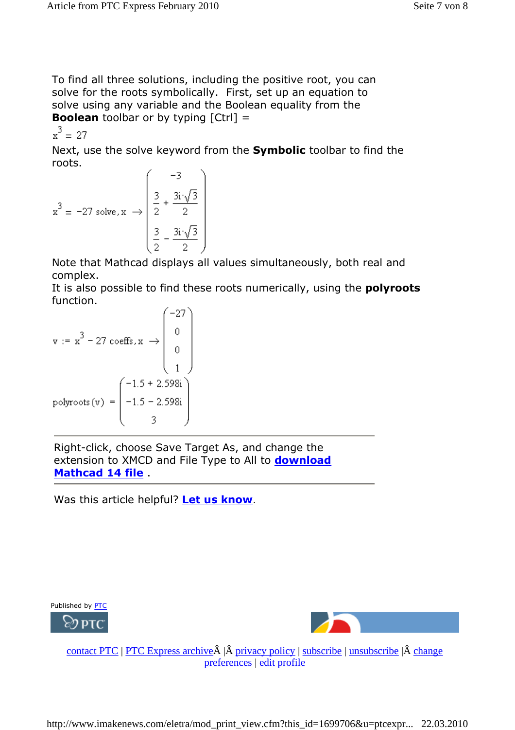To find all three solutions, including the positive root, you can solve for the roots symbolically. First, set up an equation to solve using any variable and the Boolean equality from the **Boolean** toolbar or by typing [Ctrl] =

$$x^3 = 27$$

Next, use the solve keyword from the **Symbolic** toolbar to find the roots.

$$x^3 = -27 \text{ solve}, x \rightarrow \begin{pmatrix} -3 \\ \frac{3}{2} + \frac{3i \cdot \sqrt{3}}{2} \\ \frac{3}{2} - \frac{3i \cdot \sqrt{3}}{2} \end{pmatrix}$$

Note that Mathcad displays all values simultaneously, both real and complex.
It is also possible to find these roots numerically, using the **polyroots** function.

$$v := x^3 - 27 \text{ coeffs}, x \rightarrow \begin{pmatrix} -27 \\ 0 \\ 0 \\ 1 \end{pmatrix}$$

$$\text{polyroots}(v) = \begin{pmatrix} -1.5 + 2.598i \\ -1.5 - 2.598i \\ 3 \end{pmatrix}$$

---

Right-click, choose Save Target As, and change the extension to XMCD and File Type to All to **download Mathcad 14 file** .

---

Was this article helpful? **Let us know**.

Published by PTC

contact PTC | PTC Express archiveÂ |Â privacy policy | subscribe | unsubscribe |Â change preferences | edit profile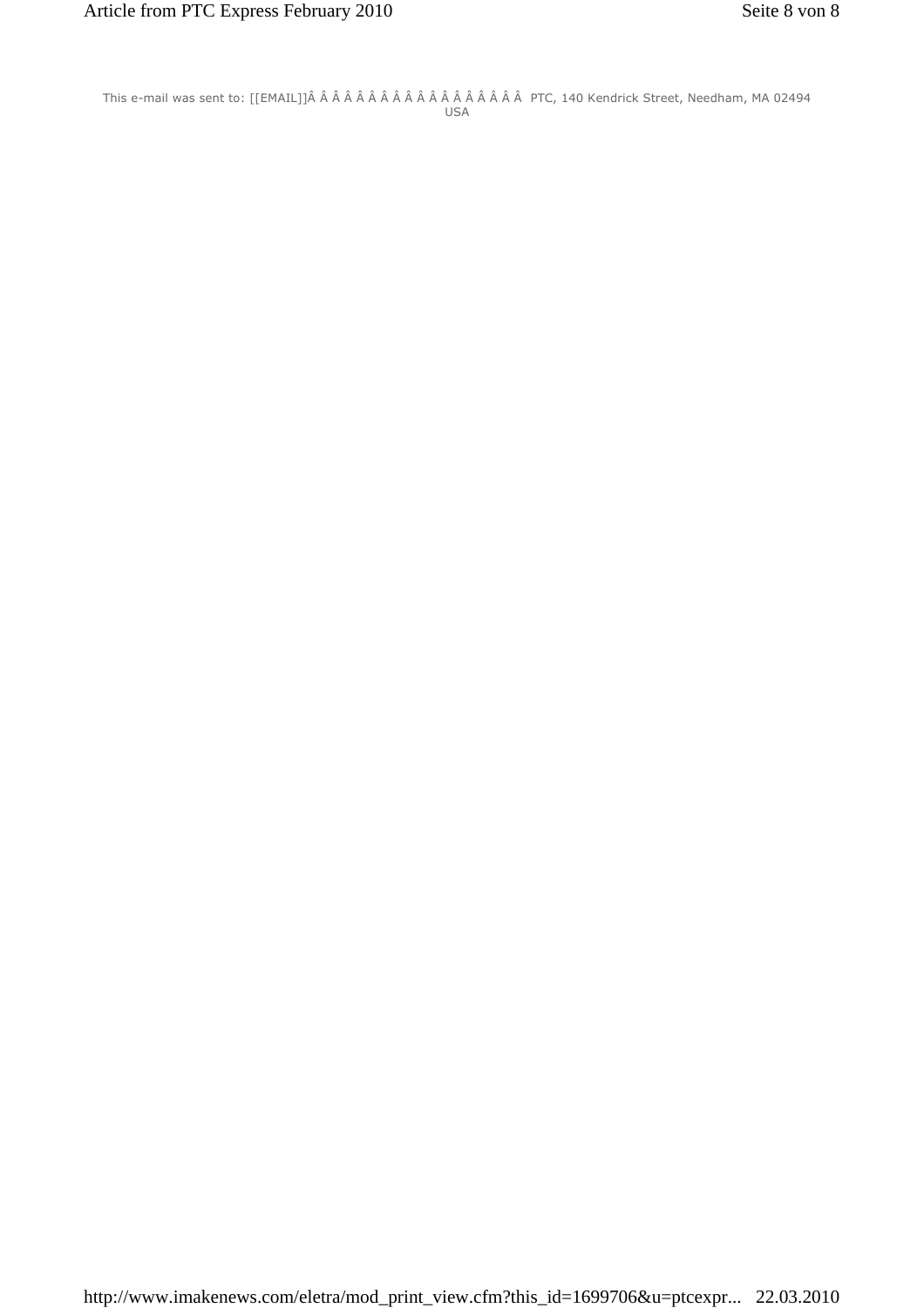This e-mail was sent to: [[EMAIL]]Â Â Â Â Â Â Â Â Â Â Â Â Â Â Â Â Â Â Â Â PTC, 140 Kendrick Street, Needham, MA 02494 USA